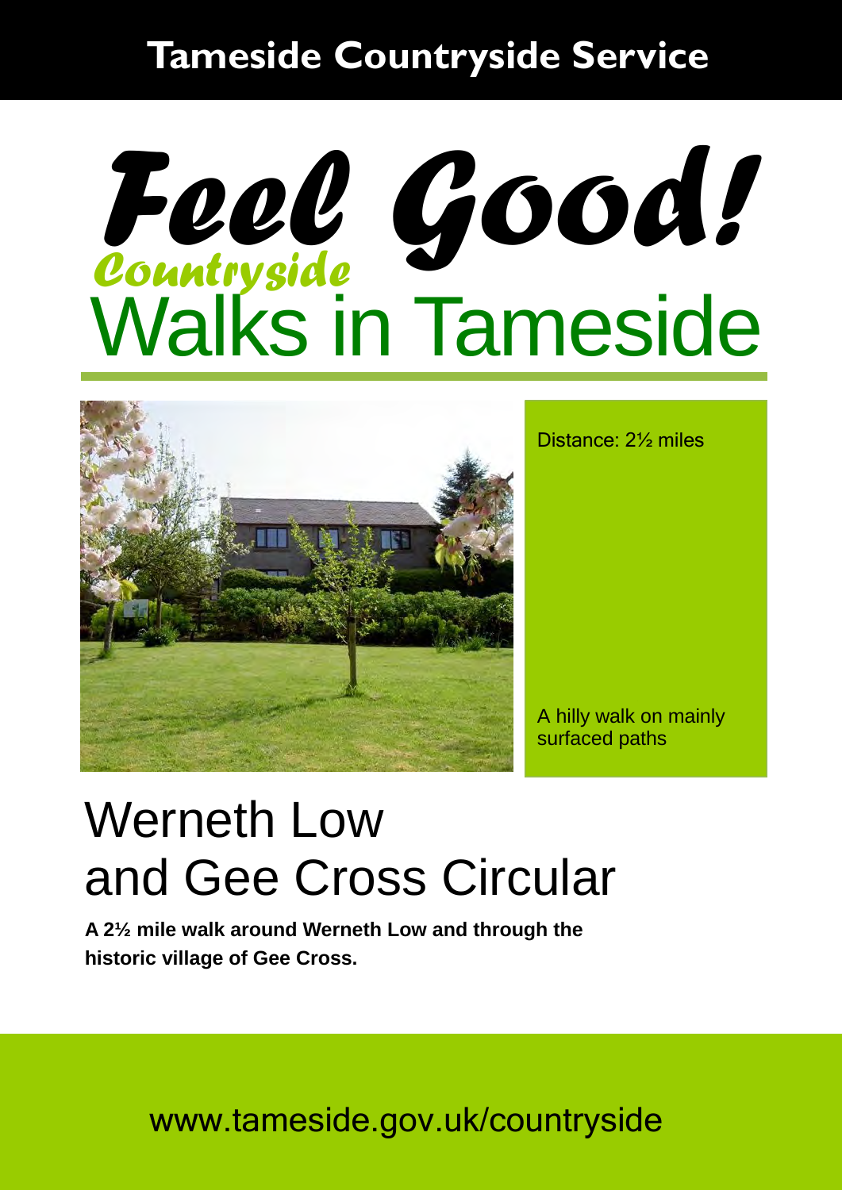**Tameside Countryside Service**

# Feel Good!

## Countryside Walks in Tameside

Distance: 2½ miles

A hilly walk on mainly surfaced paths

# Werneth Low and Gee Cross Circular

**A 2½ mile walk around Werneth Low and through the historic village of Gee Cross.**

www.tameside.gov.uk/countryside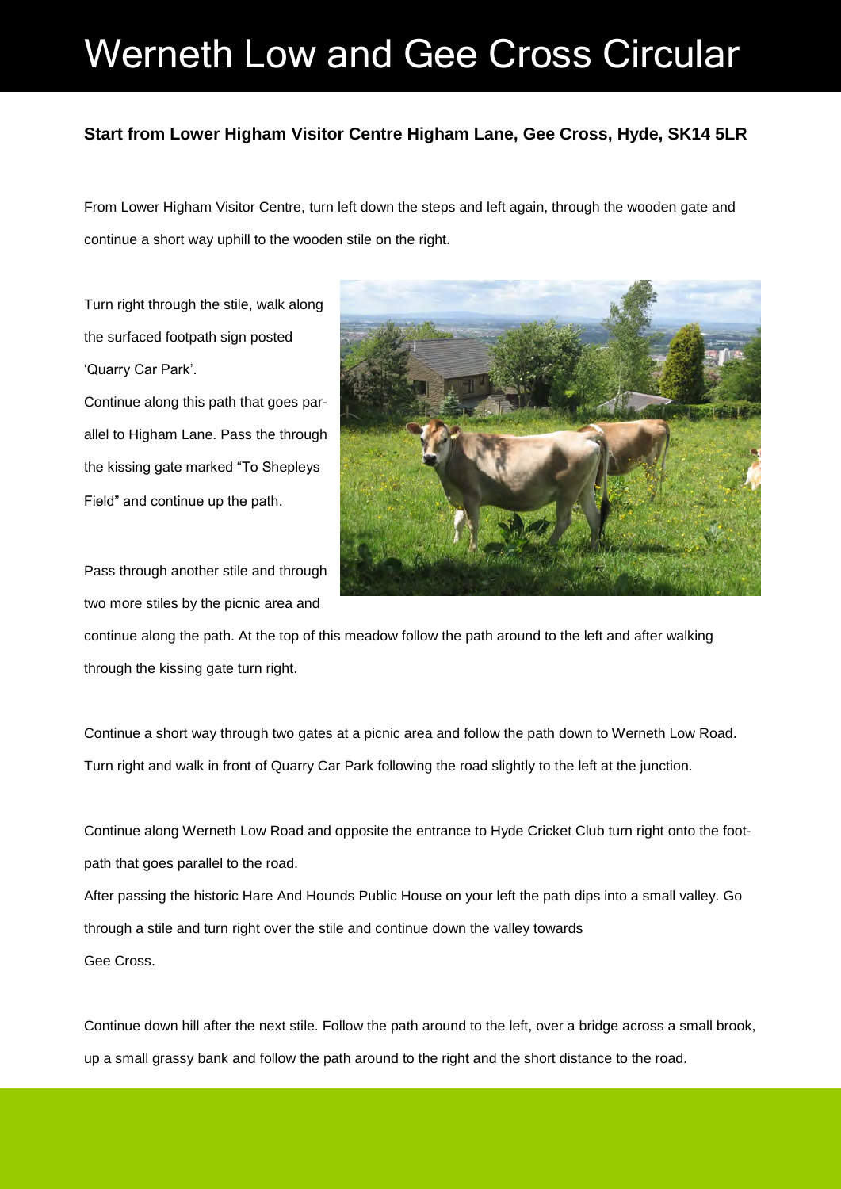# Werneth Low and Gee Cross Circular

**Start from Lower Higham Visitor Centre Higham Lane, Gee Cross, Hyde, SK14 5LR**

From Lower Higham Visitor Centre, turn left down the steps and left again, through the wooden gate and continue a short way uphill to the wooden stile on the right.

Turn right through the stile, walk along the surfaced footpath sign posted 'Quarry Car Park'.
Continue along this path that goes parallel to Higham Lane. Pass the through the kissing gate marked "To Shepleys Field" and continue up the path.

Pass through another stile and through two more stiles by the picnic area and continue along the path. At the top of this meadow follow the path around to the left and after walking through the kissing gate turn right.

Continue a short way through two gates at a picnic area and follow the path down to Werneth Low Road. Turn right and walk in front of Quarry Car Park following the road slightly to the left at the junction.

Continue along Werneth Low Road and opposite the entrance to Hyde Cricket Club turn right onto the footpath that goes parallel to the road.
After passing the historic Hare And Hounds Public House on your left the path dips into a small valley. Go through a stile and turn right over the stile and continue down the valley towards Gee Cross.

Continue down hill after the next stile. Follow the path around to the left, over a bridge across a small brook, up a small grassy bank and follow the path around to the right and the short distance to the road.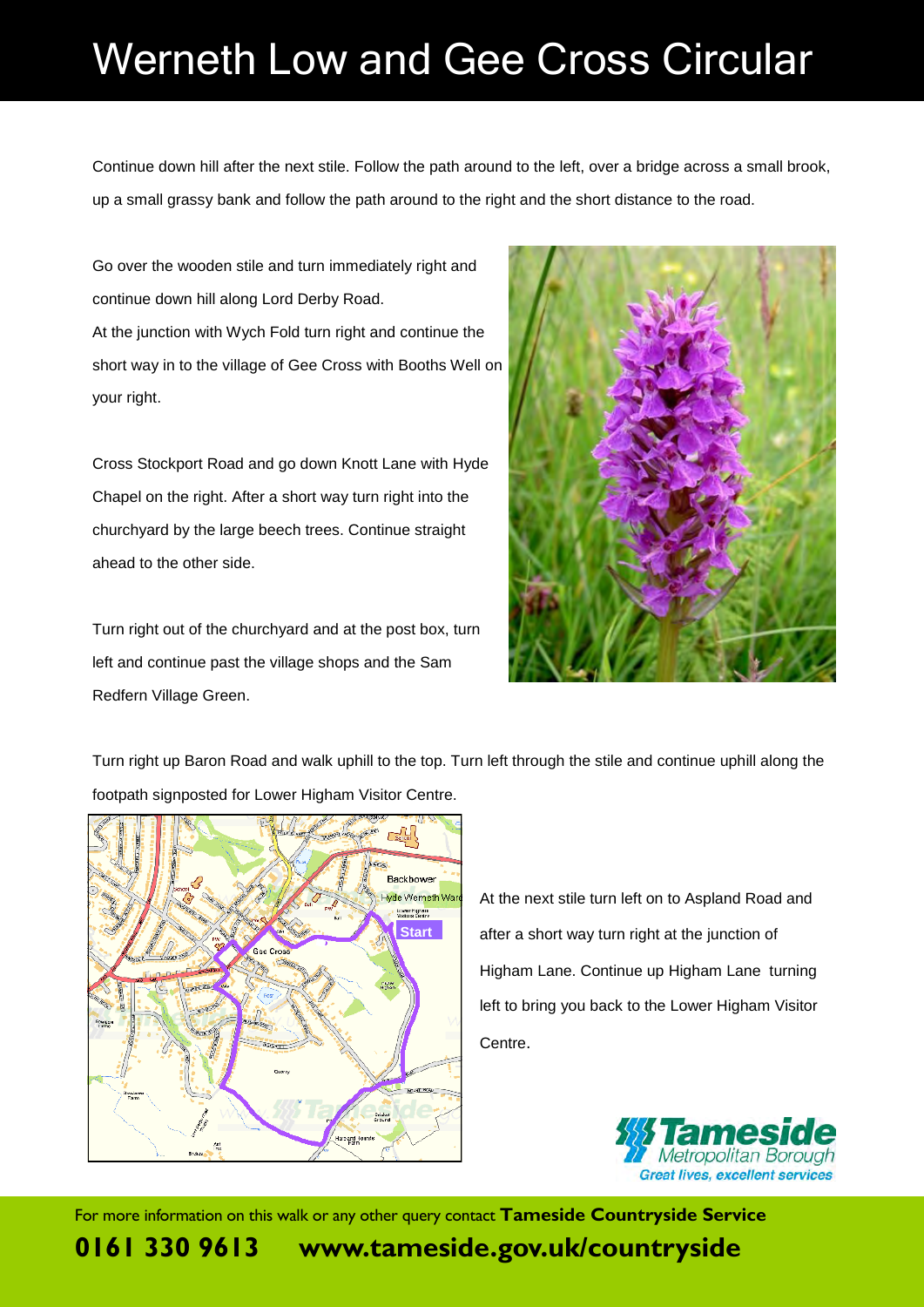# Werneth Low and Gee Cross Circular

Continue down hill after the next stile. Follow the path around to the left, over a bridge across a small brook, up a small grassy bank and follow the path around to the right and the short distance to the road.

Go over the wooden stile and turn immediately right and continue down hill along Lord Derby Road.
At the junction with Wych Fold turn right and continue the short way in to the village of Gee Cross with Booths Well on your right.

Cross Stockport Road and go down Knott Lane with Hyde Chapel on the right. After a short way turn right into the churchyard by the large beech trees. Continue straight ahead to the other side.

Turn right out of the churchyard and at the post box, turn left and continue past the village shops and the Sam Redfern Village Green.

Turn right up Baron Road and walk uphill to the top. Turn left through the stile and continue uphill along the footpath signposted for Lower Higham Visitor Centre.

At the next stile turn left on to Aspland Road and after a short way turn right at the junction of Higham Lane. Continue up Higham Lane turning left to bring you back to the Lower Higham Visitor Centre.

Tameside Metropolitan Borough
*Great lives, excellent services*

For more information on this walk or any other query contact **Tameside Countryside Service**

**0161 330 9613 www.tameside.gov.uk/countryside**